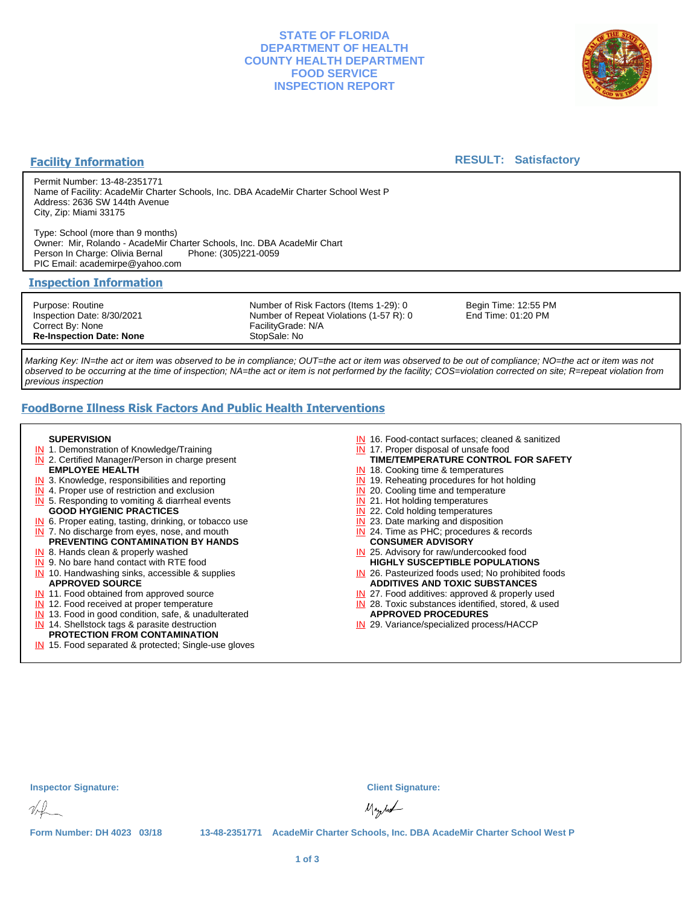# STATE OF FLORIDA
# DEPARTMENT OF HEALTH
# COUNTY HEALTH DEPARTMENT
# FOOD SERVICE
# INSPECTION REPORT

## Facility Information

**RESULT: Satisfactory**

Permit Number: 13-48-2351771
Name of Facility: AcadeMir Charter Schools, Inc. DBA AcadeMir Charter School West P
Address: 2636 SW 144th Avenue
City, Zip: Miami 33175

Type: School (more than 9 months)
Owner: Mir, Rolando - AcadeMir Charter Schools, Inc. DBA AcadeMir Chart
Person In Charge: Olivia Bernal Phone: (305)221-0059
PIC Email: academirpe@yahoo.com

## Inspection Information

| | | |
|---|---|---|
| Purpose: Routine | Number of Risk Factors (Items 1-29): 0 | Begin Time: 12:55 PM |
| Inspection Date: 8/30/2021 | Number of Repeat Violations (1-57 R): 0 | End Time: 01:20 PM |
| Correct By: None | FacilityGrade: N/A | |
| **Re-Inspection Date: None** | StopSale: No | |

*Marking Key: IN=the act or item was observed to be in compliance; OUT=the act or item was observed to be out of compliance; NO=the act or item was not observed to be occurring at the time of inspection; NA=the act or item is not performed by the facility; COS=violation corrected on site; R=repeat violation from previous inspection*

## FoodBorne Illness Risk Factors And Public Health Interventions

**SUPERVISION**
- IN 1. Demonstration of Knowledge/Training
- IN 2. Certified Manager/Person in charge present

**EMPLOYEE HEALTH**
- IN 3. Knowledge, responsibilities and reporting
- IN 4. Proper use of restriction and exclusion
- IN 5. Responding to vomiting & diarrheal events

**GOOD HYGIENIC PRACTICES**
- IN 6. Proper eating, tasting, drinking, or tobacco use
- IN 7. No discharge from eyes, nose, and mouth

**PREVENTING CONTAMINATION BY HANDS**
- IN 8. Hands clean & properly washed
- IN 9. No bare hand contact with RTE food
- IN 10. Handwashing sinks, accessible & supplies

**APPROVED SOURCE**
- IN 11. Food obtained from approved source
- IN 12. Food received at proper temperature
- IN 13. Food in good condition, safe, & unadulterated
- IN 14. Shellstock tags & parasite destruction

**PROTECTION FROM CONTAMINATION**
- IN 15. Food separated & protected; Single-use gloves
- IN 16. Food-contact surfaces; cleaned & sanitized
- IN 17. Proper disposal of unsafe food

**TIME/TEMPERATURE CONTROL FOR SAFETY**
- IN 18. Cooking time & temperatures
- IN 19. Reheating procedures for hot holding
- IN 20. Cooling time and temperature
- IN 21. Hot holding temperatures
- IN 22. Cold holding temperatures
- IN 23. Date marking and disposition
- IN 24. Time as PHC; procedures & records

**CONSUMER ADVISORY**
- IN 25. Advisory for raw/undercooked food

**HIGHLY SUSCEPTIBLE POPULATIONS**
- IN 26. Pasteurized foods used; No prohibited foods

**ADDITIVES AND TOXIC SUBSTANCES**
- IN 27. Food additives: approved & properly used
- IN 28. Toxic substances identified, stored, & used

**APPROVED PROCEDURES**
- IN 29. Variance/specialized process/HACCP

**Inspector Signature:** **Client Signature:**

Form Number: DH 4023 03/18 13-48-2351771 AcadeMir Charter Schools, Inc. DBA AcadeMir Charter School West P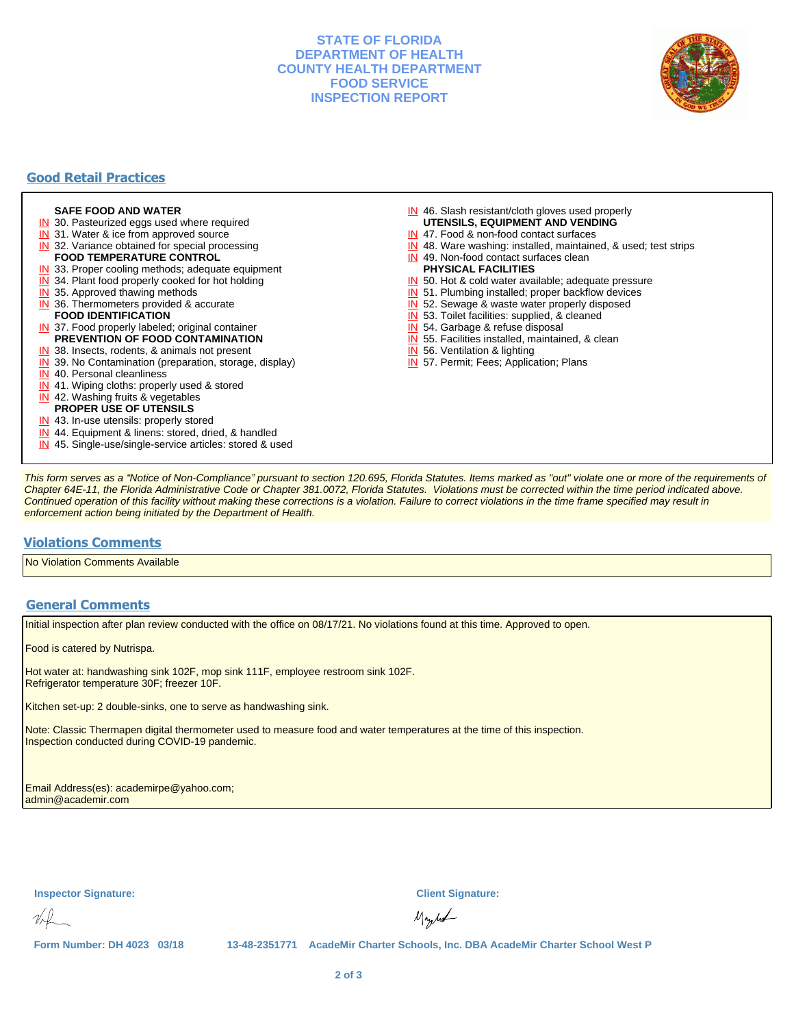**STATE OF FLORIDA**
**DEPARTMENT OF HEALTH**
**COUNTY HEALTH DEPARTMENT**
**FOOD SERVICE**
**INSPECTION REPORT**

## Good Retail Practices

**SAFE FOOD AND WATER**
- IN 30. Pasteurized eggs used where required
- IN 31. Water & ice from approved source
- IN 32. Variance obtained for special processing

**FOOD TEMPERATURE CONTROL**
- IN 33. Proper cooling methods; adequate equipment
- IN 34. Plant food properly cooked for hot holding
- IN 35. Approved thawing methods
- IN 36. Thermometers provided & accurate

**FOOD IDENTIFICATION**
- IN 37. Food properly labeled; original container

**PREVENTION OF FOOD CONTAMINATION**
- IN 38. Insects, rodents, & animals not present
- IN 39. No Contamination (preparation, storage, display)
- IN 40. Personal cleanliness
- IN 41. Wiping cloths: properly used & stored
- IN 42. Washing fruits & vegetables

**PROPER USE OF UTENSILS**
- IN 43. In-use utensils: properly stored
- IN 44. Equipment & linens: stored, dried, & handled
- IN 45. Single-use/single-service articles: stored & used
- IN 46. Slash resistant/cloth gloves used properly

**UTENSILS, EQUIPMENT AND VENDING**
- IN 47. Food & non-food contact surfaces
- IN 48. Ware washing: installed, maintained, & used; test strips
- IN 49. Non-food contact surfaces clean

**PHYSICAL FACILITIES**
- IN 50. Hot & cold water available; adequate pressure
- IN 51. Plumbing installed; proper backflow devices
- IN 52. Sewage & waste water properly disposed
- IN 53. Toilet facilities: supplied, & cleaned
- IN 54. Garbage & refuse disposal
- IN 55. Facilities installed, maintained, & clean
- IN 56. Ventilation & lighting
- IN 57. Permit; Fees; Application; Plans

*This form serves as a "Notice of Non-Compliance" pursuant to section 120.695, Florida Statutes. Items marked as "out" violate one or more of the requirements of Chapter 64E-11, the Florida Administrative Code or Chapter 381.0072, Florida Statutes. Violations must be corrected within the time period indicated above. Continued operation of this facility without making these corrections is a violation. Failure to correct violations in the time frame specified may result in enforcement action being initiated by the Department of Health.*

## Violations Comments

No Violation Comments Available

## General Comments

Initial inspection after plan review conducted with the office on 08/17/21. No violations found at this time. Approved to open.

Food is catered by Nutrispa.

Hot water at: handwashing sink 102F, mop sink 111F, employee restroom sink 102F.
Refrigerator temperature 30F; freezer 10F.

Kitchen set-up: 2 double-sinks, one to serve as handwashing sink.

Note: Classic Thermapen digital thermometer used to measure food and water temperatures at the time of this inspection.
Inspection conducted during COVID-19 pandemic.

Email Address(es): academirpe@yahoo.com;
admin@academir.com

**Inspector Signature:**

**Client Signature:**

**Form Number: DH 4023 03/18** **13-48-2351771 AcadeMir Charter Schools, Inc. DBA AcadeMir Charter School West P**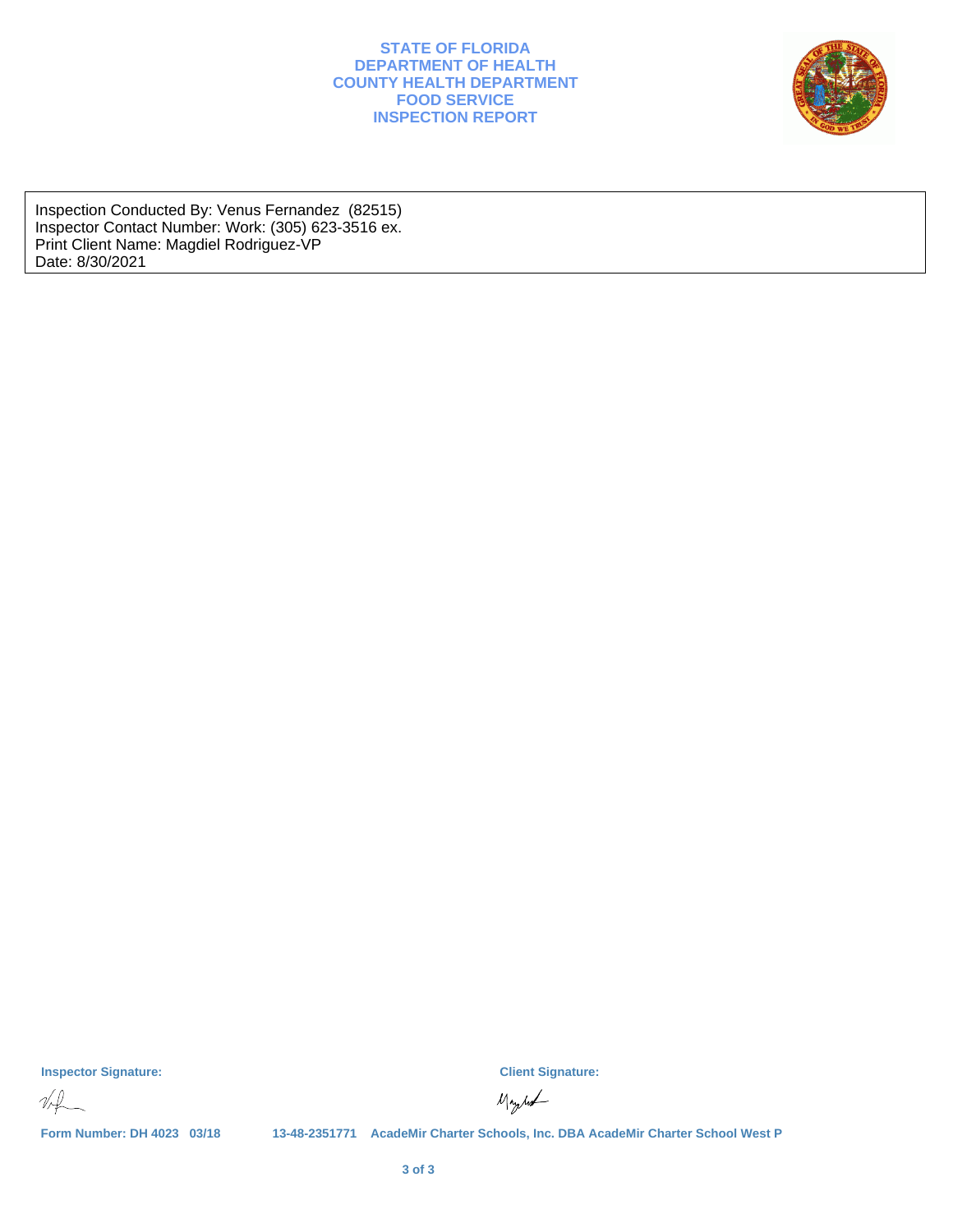**STATE OF FLORIDA**
**DEPARTMENT OF HEALTH**
**COUNTY HEALTH DEPARTMENT**
**FOOD SERVICE**
**INSPECTION REPORT**

Inspection Conducted By: Venus Fernandez (82515)
Inspector Contact Number: Work: (305) 623-3516 ex.
Print Client Name: Magdiel Rodriguez-VP
Date: 8/30/2021

**Inspector Signature:**

**Client Signature:**

**Form Number: DH 4023 03/18** **13-48-2351771 AcadeMir Charter Schools, Inc. DBA AcadeMir Charter School West P**